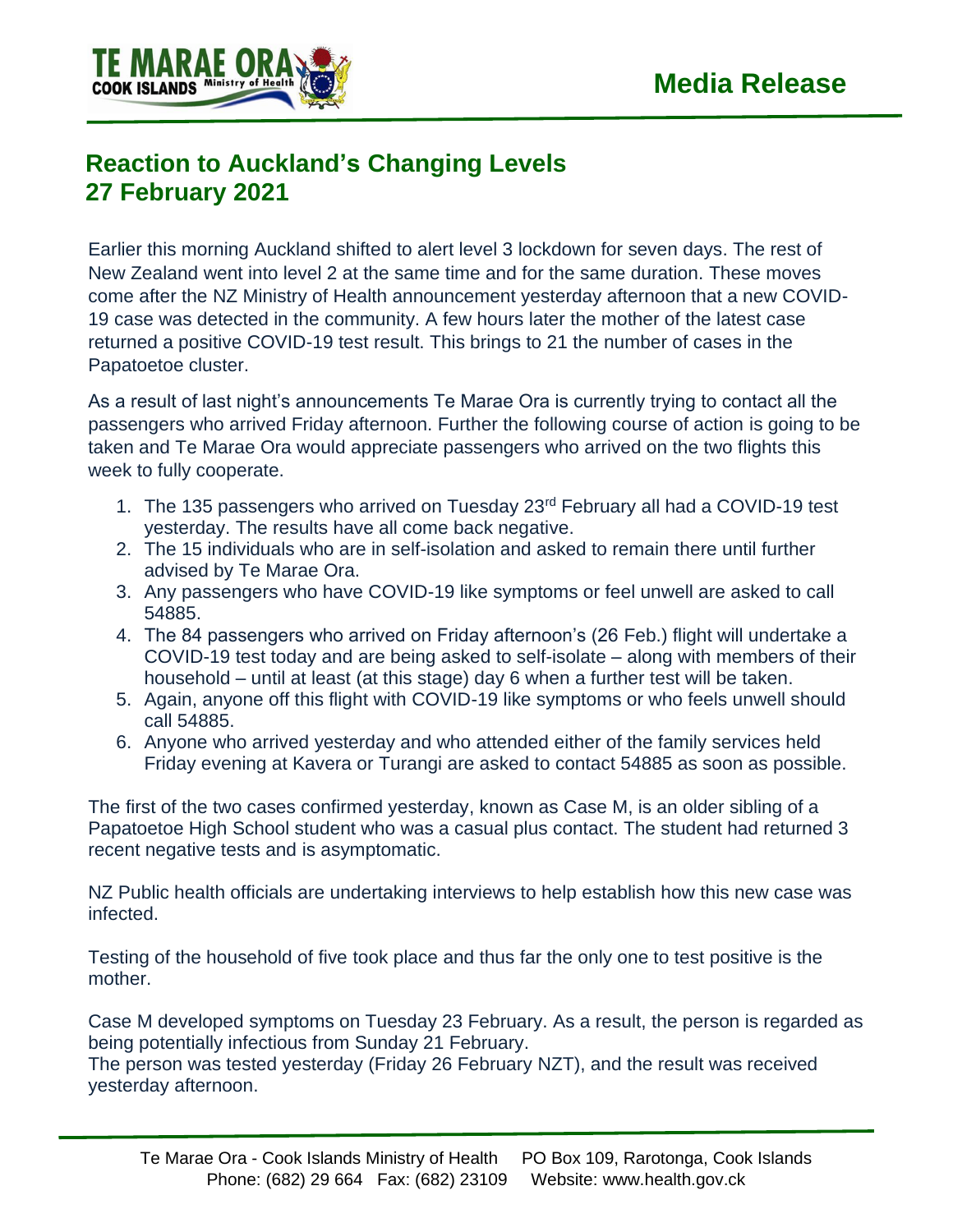# Media Release

## Reaction to Auckland's Changing Levels
## 27 February 2021

Earlier this morning Auckland shifted to alert level 3 lockdown for seven days. The rest of New Zealand went into level 2 at the same time and for the same duration. These moves come after the NZ Ministry of Health announcement yesterday afternoon that a new COVID-19 case was detected in the community. A few hours later the mother of the latest case returned a positive COVID-19 test result. This brings to 21 the number of cases in the Papatoetoe cluster.

As a result of last night's announcements Te Marae Ora is currently trying to contact all the passengers who arrived Friday afternoon. Further the following course of action is going to be taken and Te Marae Ora would appreciate passengers who arrived on the two flights this week to fully cooperate.

1. The 135 passengers who arrived on Tuesday 23rd February all had a COVID-19 test yesterday. The results have all come back negative.
2. The 15 individuals who are in self-isolation and asked to remain there until further advised by Te Marae Ora.
3. Any passengers who have COVID-19 like symptoms or feel unwell are asked to call 54885.
4. The 84 passengers who arrived on Friday afternoon's (26 Feb.) flight will undertake a COVID-19 test today and are being asked to self-isolate – along with members of their household – until at least (at this stage) day 6 when a further test will be taken.
5. Again, anyone off this flight with COVID-19 like symptoms or who feels unwell should call 54885.
6. Anyone who arrived yesterday and who attended either of the family services held Friday evening at Kavera or Turangi are asked to contact 54885 as soon as possible.

The first of the two cases confirmed yesterday, known as Case M, is an older sibling of a Papatoetoe High School student who was a casual plus contact. The student had returned 3 recent negative tests and is asymptomatic.

NZ Public health officials are undertaking interviews to help establish how this new case was infected.

Testing of the household of five took place and thus far the only one to test positive is the mother.

Case M developed symptoms on Tuesday 23 February. As a result, the person is regarded as being potentially infectious from Sunday 21 February.
The person was tested yesterday (Friday 26 February NZT), and the result was received yesterday afternoon.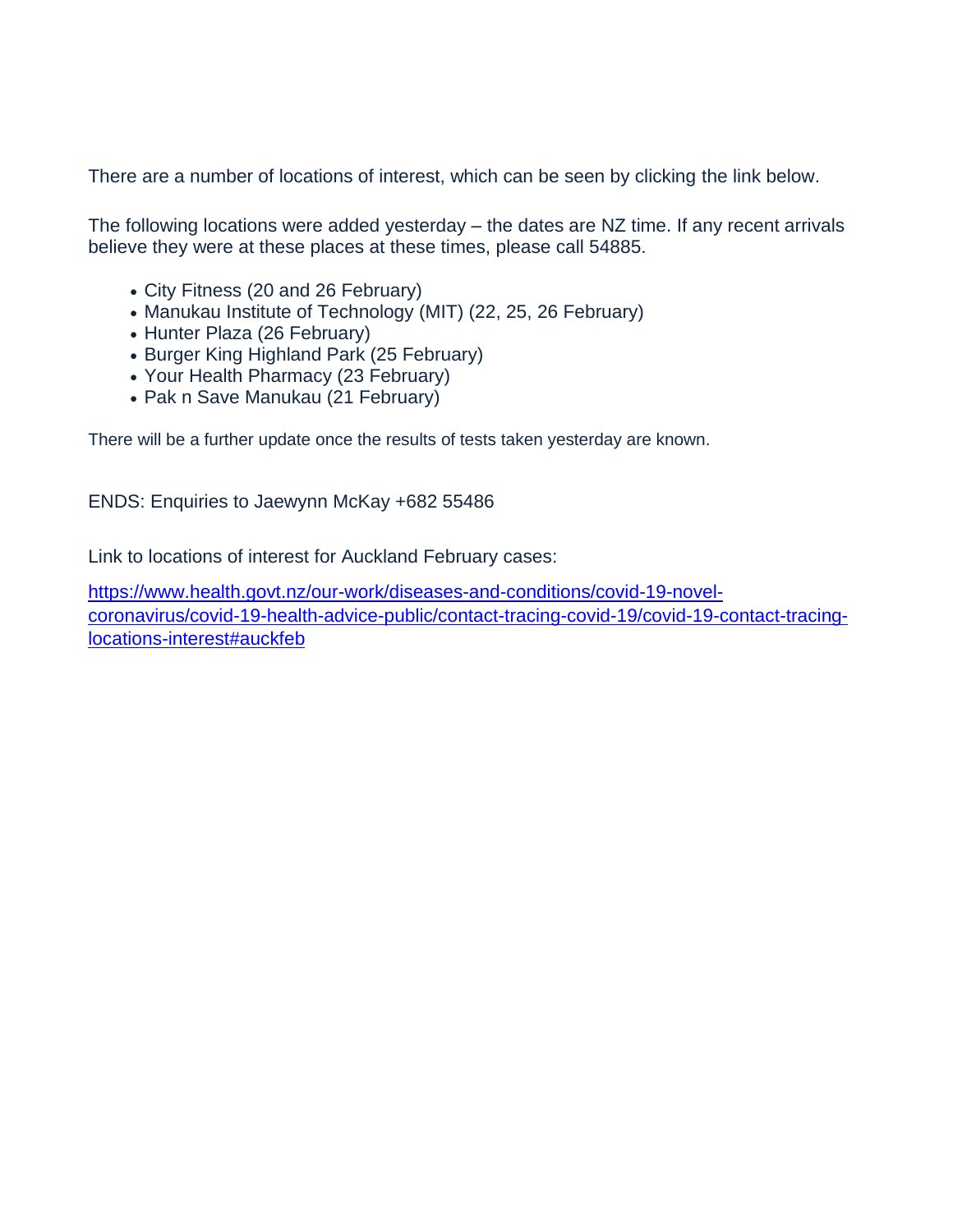There are a number of locations of interest, which can be seen by clicking the link below.

The following locations were added yesterday – the dates are NZ time. If any recent arrivals believe they were at these places at these times, please call 54885.

- City Fitness (20 and 26 February)
- Manukau Institute of Technology (MIT) (22, 25, 26 February)
- Hunter Plaza (26 February)
- Burger King Highland Park (25 February)
- Your Health Pharmacy (23 February)
- Pak n Save Manukau (21 February)

There will be a further update once the results of tests taken yesterday are known.

ENDS: Enquiries to Jaewynn McKay +682 55486

Link to locations of interest for Auckland February cases:

[https://www.health.govt.nz/our-work/diseases-and-conditions/covid-19-novel-coronavirus/covid-19-health-advice-public/contact-tracing-covid-19/covid-19-contact-tracing-locations-interest#auckfeb](https://www.health.govt.nz/our-work/diseases-and-conditions/covid-19-novel-coronavirus/covid-19-health-advice-public/contact-tracing-covid-19/covid-19-contact-tracing-locations-interest#auckfeb)